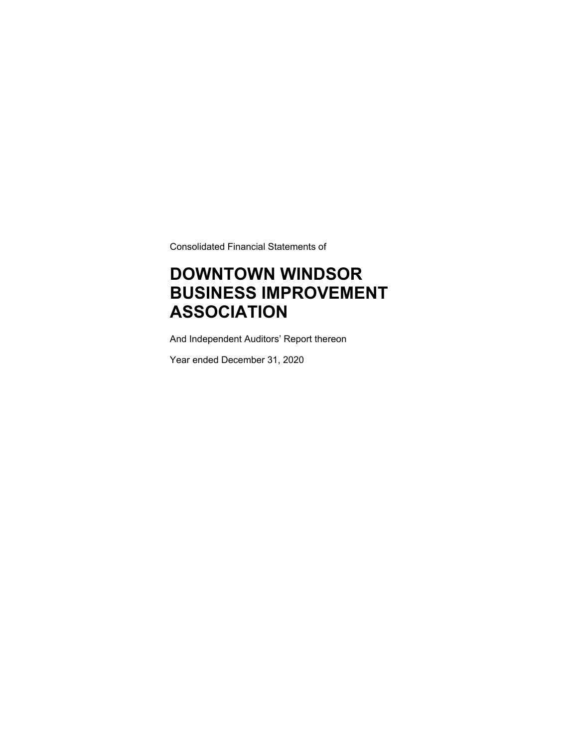Consolidated Financial Statements of

# DOWNTOWN WINDSOR BUSINESS IMPROVEMENT ASSOCIATION

And Independent Auditors' Report thereon

Year ended December 31, 2020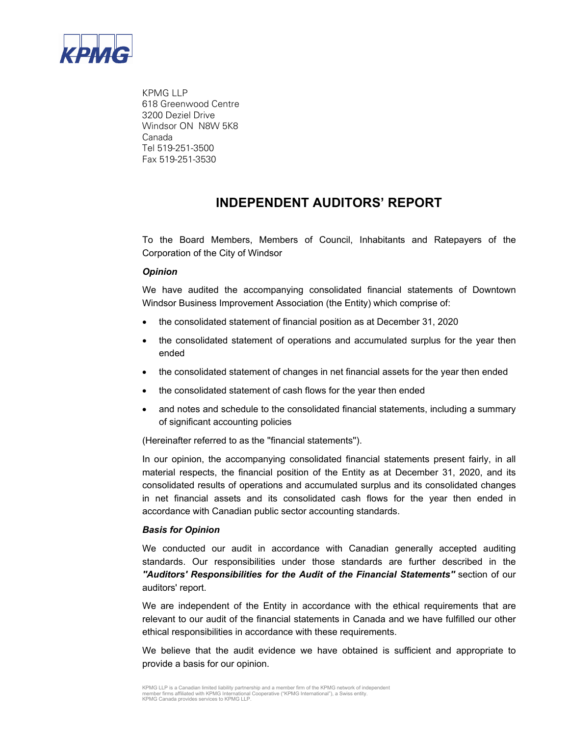KPMG LLP
618 Greenwood Centre
3200 Deziel Drive
Windsor ON N8W 5K8
Canada
Tel 519-251-3500
Fax 519-251-3530

# INDEPENDENT AUDITORS' REPORT

To the Board Members, Members of Council, Inhabitants and Ratepayers of the Corporation of the City of Windsor

***Opinion***

We have audited the accompanying consolidated financial statements of Downtown Windsor Business Improvement Association (the Entity) which comprise of:

- the consolidated statement of financial position as at December 31, 2020
- the consolidated statement of operations and accumulated surplus for the year then ended
- the consolidated statement of changes in net financial assets for the year then ended
- the consolidated statement of cash flows for the year then ended
- and notes and schedule to the consolidated financial statements, including a summary of significant accounting policies

(Hereinafter referred to as the "financial statements").

In our opinion, the accompanying consolidated financial statements present fairly, in all material respects, the financial position of the Entity as at December 31, 2020, and its consolidated results of operations and accumulated surplus and its consolidated changes in net financial assets and its consolidated cash flows for the year then ended in accordance with Canadian public sector accounting standards.

***Basis for Opinion***

We conducted our audit in accordance with Canadian generally accepted auditing standards. Our responsibilities under those standards are further described in the ***"Auditors' Responsibilities for the Audit of the Financial Statements"*** section of our auditors' report.

We are independent of the Entity in accordance with the ethical requirements that are relevant to our audit of the financial statements in Canada and we have fulfilled our other ethical responsibilities in accordance with these requirements.

We believe that the audit evidence we have obtained is sufficient and appropriate to provide a basis for our opinion.

KPMG LLP is a Canadian limited liability partnership and a member firm of the KPMG network of independent member firms affiliated with KPMG International Cooperative ("KPMG International"), a Swiss entity. KPMG Canada provides services to KPMG LLP.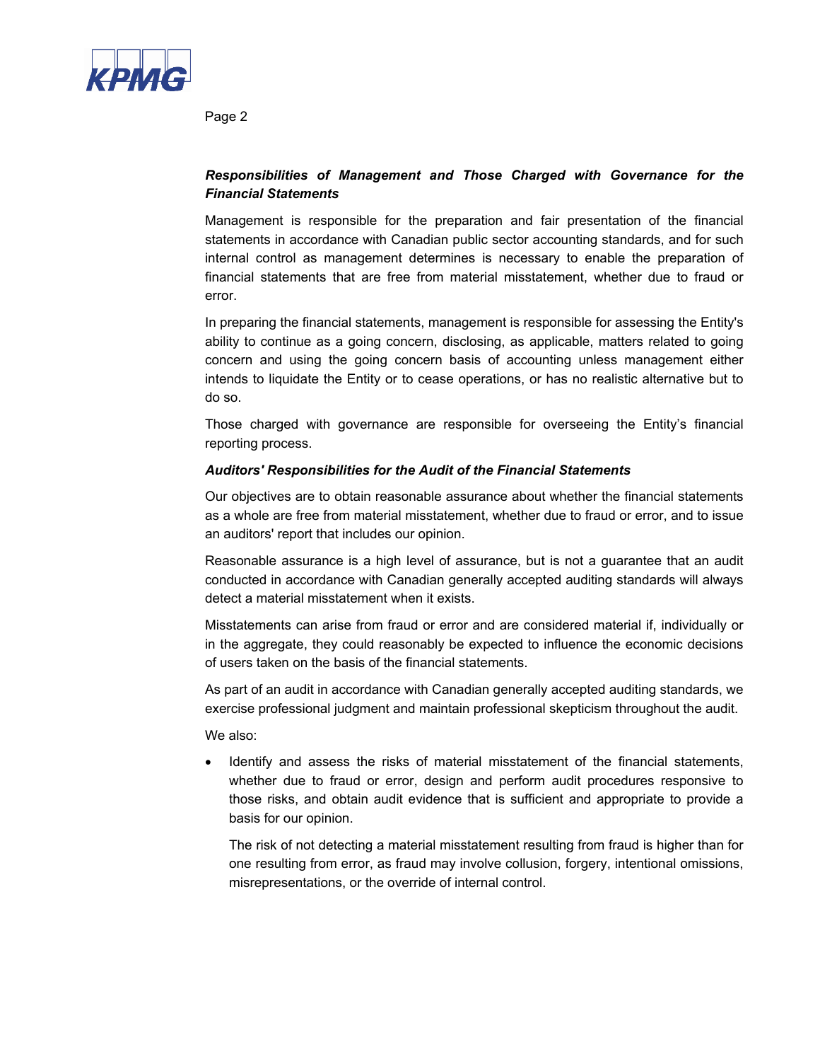***Responsibilities of Management and Those Charged with Governance for the Financial Statements***

Management is responsible for the preparation and fair presentation of the financial statements in accordance with Canadian public sector accounting standards, and for such internal control as management determines is necessary to enable the preparation of financial statements that are free from material misstatement, whether due to fraud or error.

In preparing the financial statements, management is responsible for assessing the Entity's ability to continue as a going concern, disclosing, as applicable, matters related to going concern and using the going concern basis of accounting unless management either intends to liquidate the Entity or to cease operations, or has no realistic alternative but to do so.

Those charged with governance are responsible for overseeing the Entity's financial reporting process.

***Auditors' Responsibilities for the Audit of the Financial Statements***

Our objectives are to obtain reasonable assurance about whether the financial statements as a whole are free from material misstatement, whether due to fraud or error, and to issue an auditors' report that includes our opinion.

Reasonable assurance is a high level of assurance, but is not a guarantee that an audit conducted in accordance with Canadian generally accepted auditing standards will always detect a material misstatement when it exists.

Misstatements can arise from fraud or error and are considered material if, individually or in the aggregate, they could reasonably be expected to influence the economic decisions of users taken on the basis of the financial statements.

As part of an audit in accordance with Canadian generally accepted auditing standards, we exercise professional judgment and maintain professional skepticism throughout the audit.

We also:

- Identify and assess the risks of material misstatement of the financial statements, whether due to fraud or error, design and perform audit procedures responsive to those risks, and obtain audit evidence that is sufficient and appropriate to provide a basis for our opinion.

  The risk of not detecting a material misstatement resulting from fraud is higher than for one resulting from error, as fraud may involve collusion, forgery, intentional omissions, misrepresentations, or the override of internal control.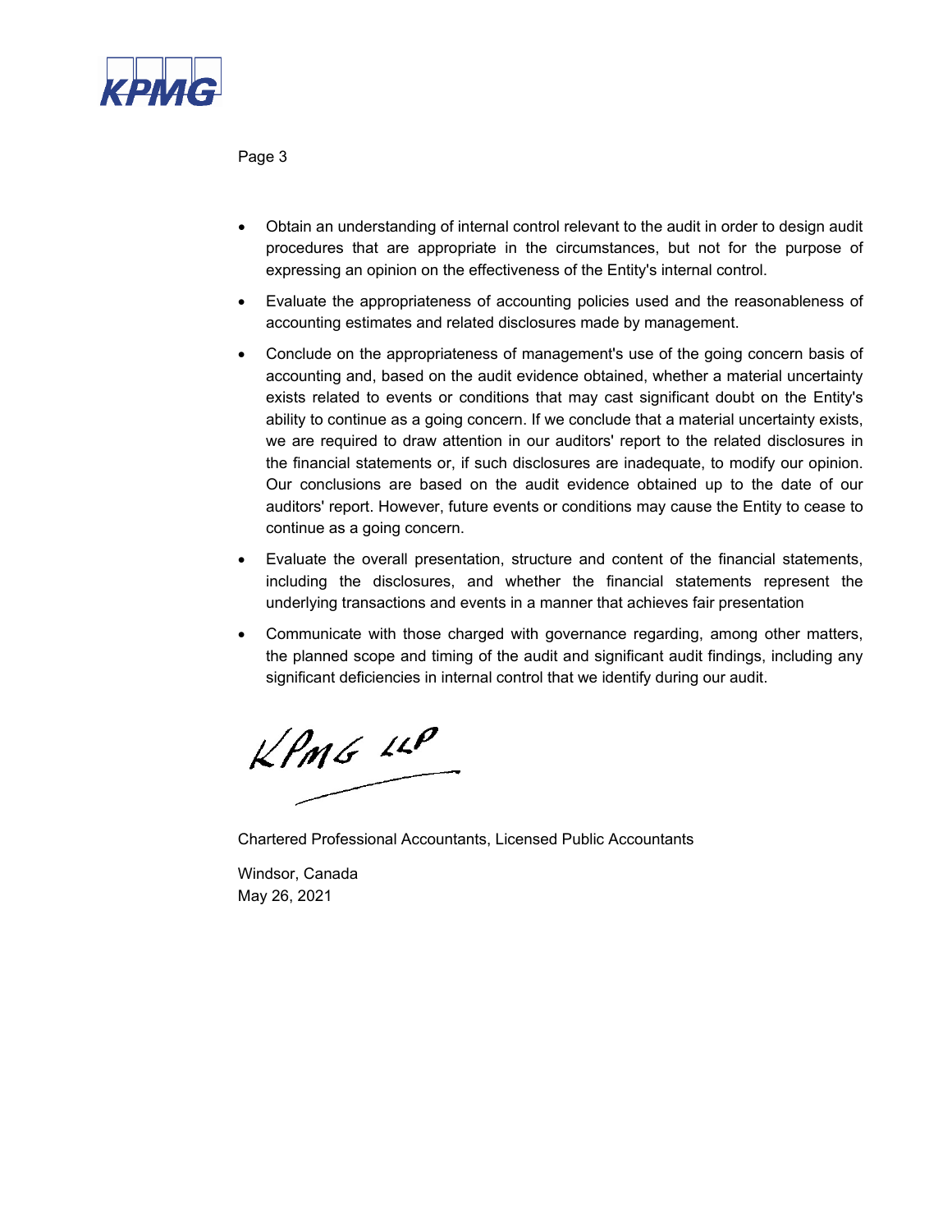- Obtain an understanding of internal control relevant to the audit in order to design audit procedures that are appropriate in the circumstances, but not for the purpose of expressing an opinion on the effectiveness of the Entity's internal control.
- Evaluate the appropriateness of accounting policies used and the reasonableness of accounting estimates and related disclosures made by management.
- Conclude on the appropriateness of management's use of the going concern basis of accounting and, based on the audit evidence obtained, whether a material uncertainty exists related to events or conditions that may cast significant doubt on the Entity's ability to continue as a going concern. If we conclude that a material uncertainty exists, we are required to draw attention in our auditors' report to the related disclosures in the financial statements or, if such disclosures are inadequate, to modify our opinion. Our conclusions are based on the audit evidence obtained up to the date of our auditors' report. However, future events or conditions may cause the Entity to cease to continue as a going concern.
- Evaluate the overall presentation, structure and content of the financial statements, including the disclosures, and whether the financial statements represent the underlying transactions and events in a manner that achieves fair presentation
- Communicate with those charged with governance regarding, among other matters, the planned scope and timing of the audit and significant audit findings, including any significant deficiencies in internal control that we identify during our audit.

KPMG LLP

Chartered Professional Accountants, Licensed Public Accountants

Windsor, Canada
May 26, 2021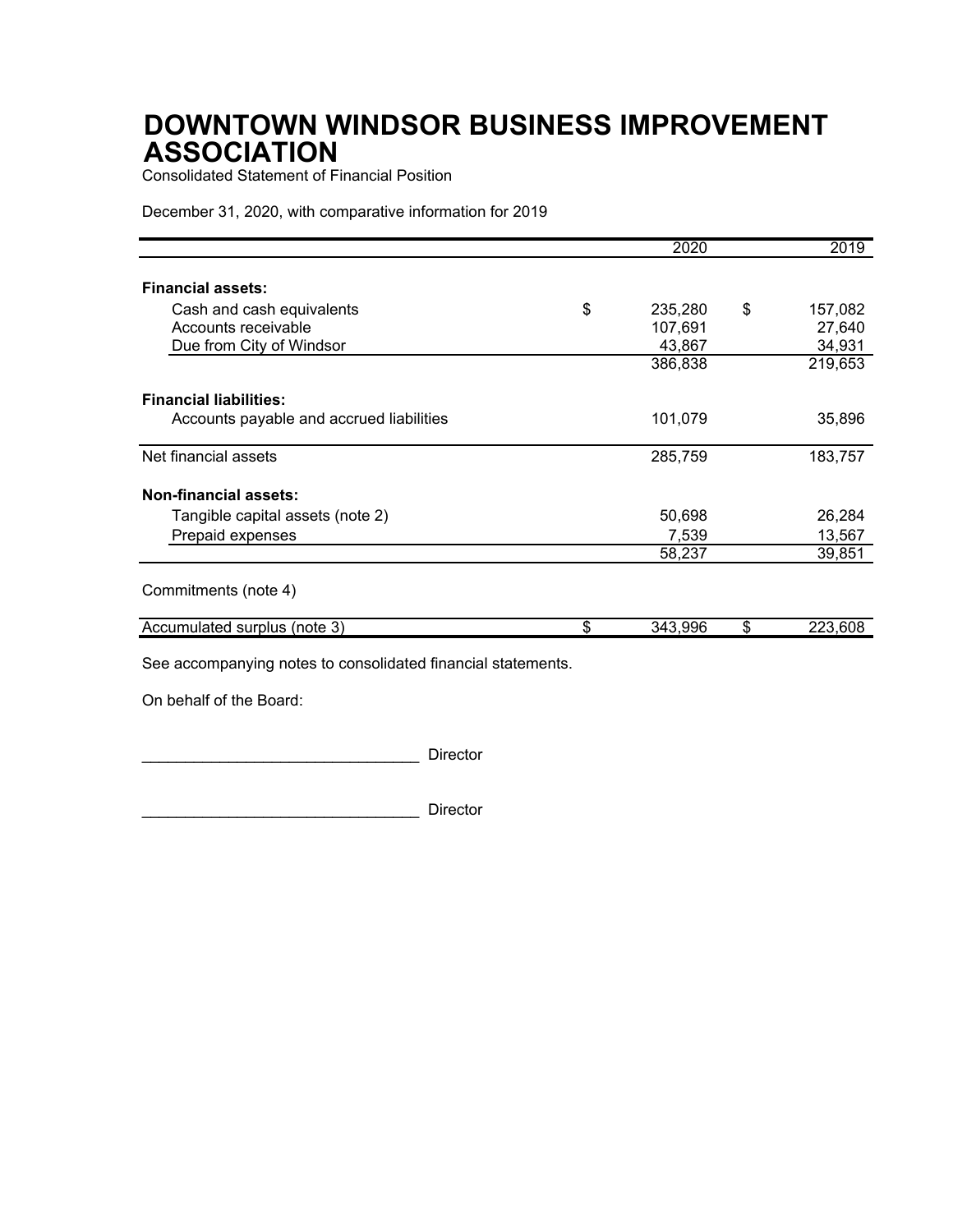# DOWNTOWN WINDSOR BUSINESS IMPROVEMENT ASSOCIATION

Consolidated Statement of Financial Position

December 31, 2020, with comparative information for 2019

| | 2020 | 2019 |
|---|---|---|
| **Financial assets:** | | |
| Cash and cash equivalents | $ 235,280 | $ 157,082 |
| Accounts receivable | 107,691 | 27,640 |
| Due from City of Windsor | 43,867 | 34,931 |
| | 386,838 | 219,653 |
| **Financial liabilities:** | | |
| Accounts payable and accrued liabilities | 101,079 | 35,896 |
| Net financial assets | 285,759 | 183,757 |
| **Non-financial assets:** | | |
| Tangible capital assets (note 2) | 50,698 | 26,284 |
| Prepaid expenses | 7,539 | 13,567 |
| | 58,237 | 39,851 |
| Commitments (note 4) | | |
| Accumulated surplus (note 3) | $ 343,996 | $ 223,608 |

See accompanying notes to consolidated financial statements.

On behalf of the Board:

________________________________ Director

________________________________ Director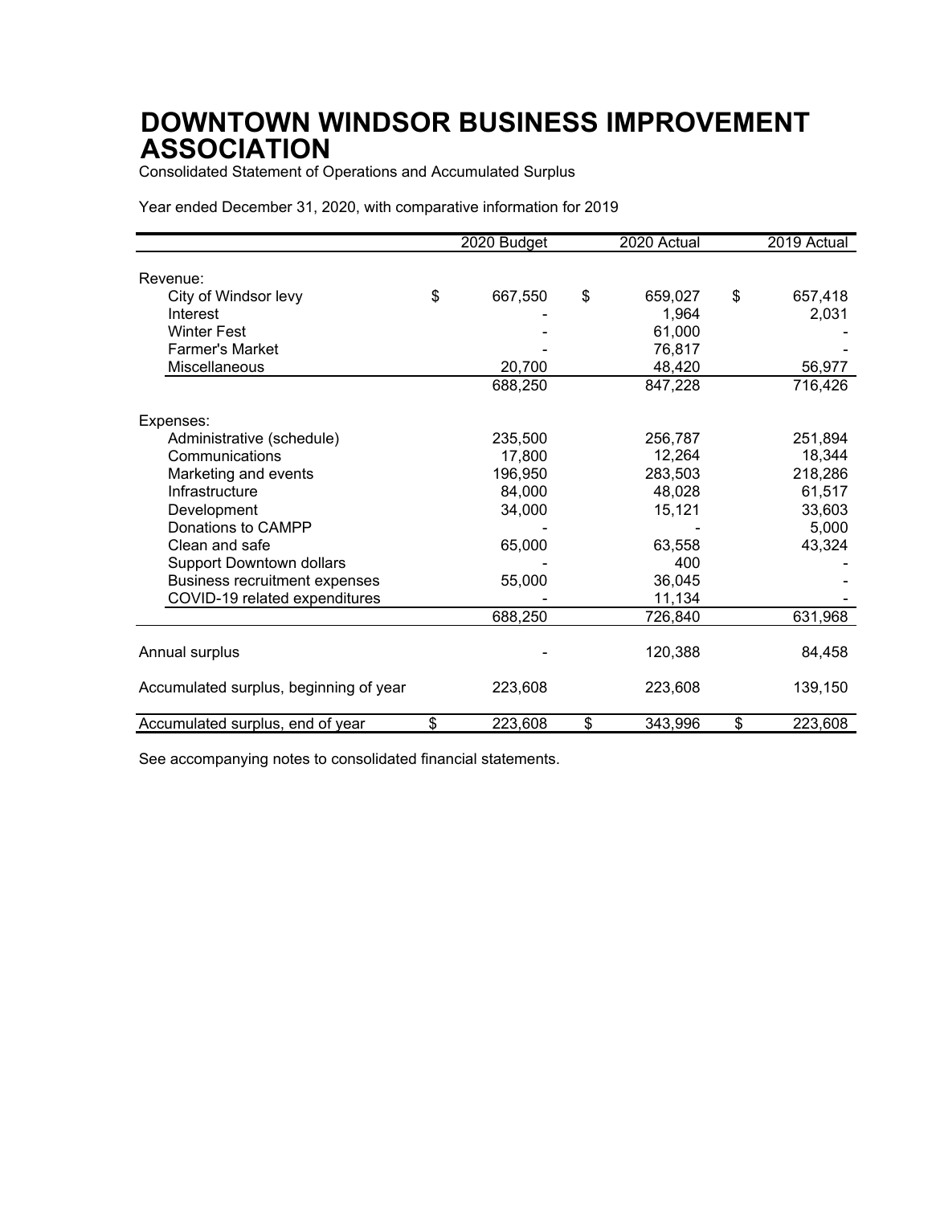# DOWNTOWN WINDSOR BUSINESS IMPROVEMENT ASSOCIATION

Consolidated Statement of Operations and Accumulated Surplus

Year ended December 31, 2020, with comparative information for 2019

| | 2020 Budget | 2020 Actual | 2019 Actual |
|---|---|---|---|
| Revenue: | | | |
| City of Windsor levy | $ 667,550 | $ 659,027 | $ 657,418 |
| Interest | - | 1,964 | 2,031 |
| Winter Fest | - | 61,000 | - |
| Farmer's Market | - | 76,817 | - |
| Miscellaneous | 20,700 | 48,420 | 56,977 |
| | 688,250 | 847,228 | 716,426 |
| Expenses: | | | |
| Administrative (schedule) | 235,500 | 256,787 | 251,894 |
| Communications | 17,800 | 12,264 | 18,344 |
| Marketing and events | 196,950 | 283,503 | 218,286 |
| Infrastructure | 84,000 | 48,028 | 61,517 |
| Development | 34,000 | 15,121 | 33,603 |
| Donations to CAMPP | - | - | 5,000 |
| Clean and safe | 65,000 | 63,558 | 43,324 |
| Support Downtown dollars | - | 400 | - |
| Business recruitment expenses | 55,000 | 36,045 | - |
| COVID-19 related expenditures | - | 11,134 | - |
| | 688,250 | 726,840 | 631,968 |
| Annual surplus | - | 120,388 | 84,458 |
| Accumulated surplus, beginning of year | 223,608 | 223,608 | 139,150 |
| Accumulated surplus, end of year | $ 223,608 | $ 343,996 | $ 223,608 |

See accompanying notes to consolidated financial statements.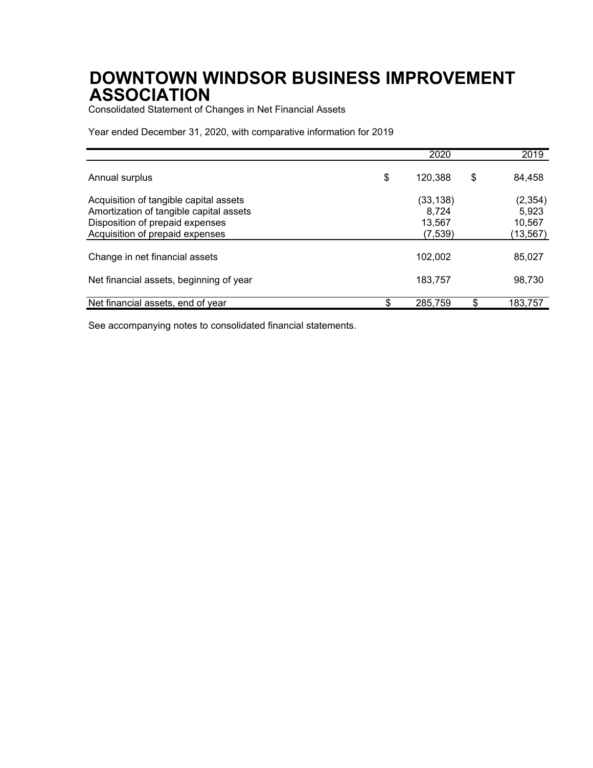# DOWNTOWN WINDSOR BUSINESS IMPROVEMENT ASSOCIATION

Consolidated Statement of Changes in Net Financial Assets

Year ended December 31, 2020, with comparative information for 2019

| | 2020 | 2019 |
|---|---|---|
| Annual surplus | $ 120,388 | $ 84,458 |
| Acquisition of tangible capital assets | (33,138) | (2,354) |
| Amortization of tangible capital assets | 8,724 | 5,923 |
| Disposition of prepaid expenses | 13,567 | 10,567 |
| Acquisition of prepaid expenses | (7,539) | (13,567) |
| Change in net financial assets | 102,002 | 85,027 |
| Net financial assets, beginning of year | 183,757 | 98,730 |
| Net financial assets, end of year | $ 285,759 | $ 183,757 |

See accompanying notes to consolidated financial statements.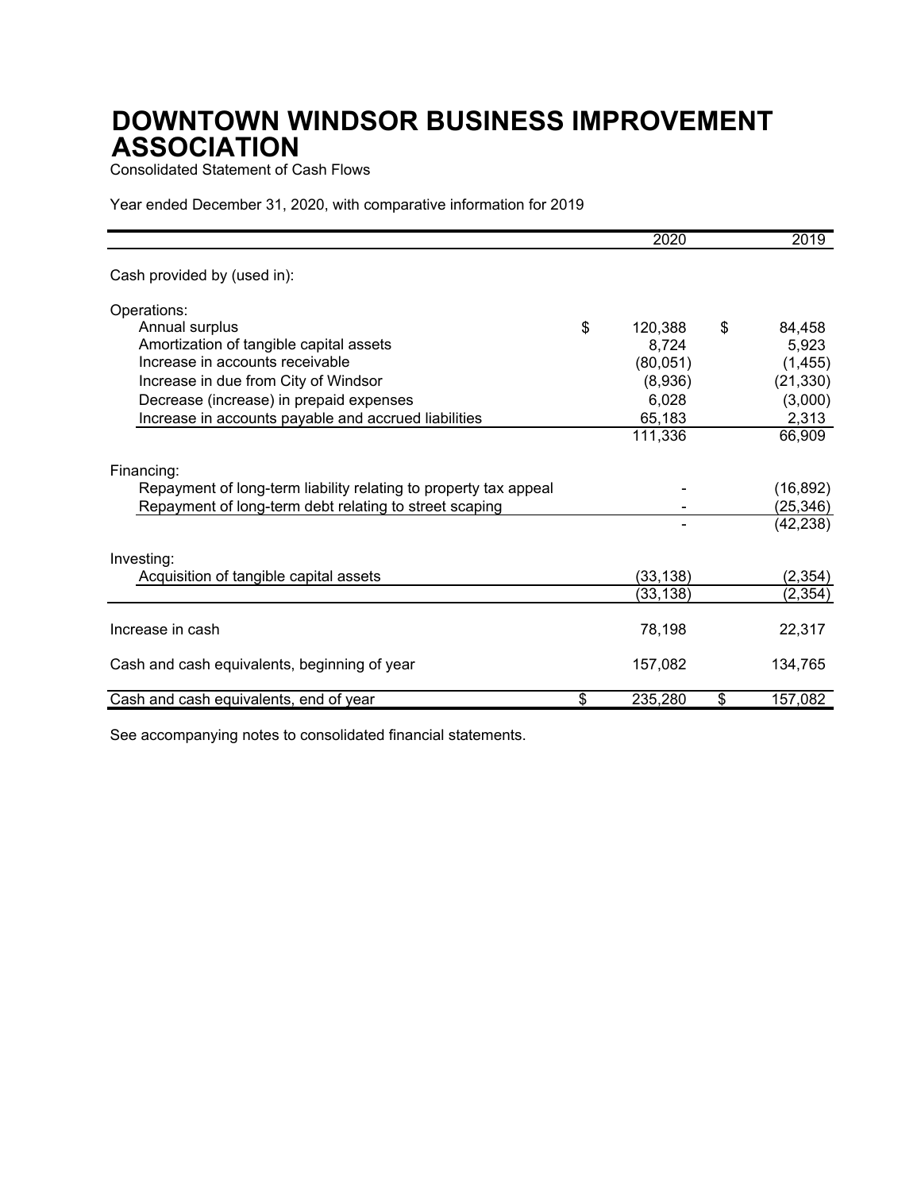# DOWNTOWN WINDSOR BUSINESS IMPROVEMENT ASSOCIATION

Consolidated Statement of Cash Flows

Year ended December 31, 2020, with comparative information for 2019

| | 2020 | 2019 |
|---|---|---|
| Cash provided by (used in): | | |
| Operations: | | |
| Annual surplus | $ 120,388 | $ 84,458 |
| Amortization of tangible capital assets | 8,724 | 5,923 |
| Increase in accounts receivable | (80,051) | (1,455) |
| Increase in due from City of Windsor | (8,936) | (21,330) |
| Decrease (increase) in prepaid expenses | 6,028 | (3,000) |
| Increase in accounts payable and accrued liabilities | 65,183 | 2,313 |
| | 111,336 | 66,909 |
| Financing: | | |
| Repayment of long-term liability relating to property tax appeal | - | (16,892) |
| Repayment of long-term debt relating to street scaping | - | (25,346) |
| | - | (42,238) |
| Investing: | | |
| Acquisition of tangible capital assets | (33,138) | (2,354) |
| | (33,138) | (2,354) |
| Increase in cash | 78,198 | 22,317 |
| Cash and cash equivalents, beginning of year | 157,082 | 134,765 |
| Cash and cash equivalents, end of year | $ 235,280 | $ 157,082 |

See accompanying notes to consolidated financial statements.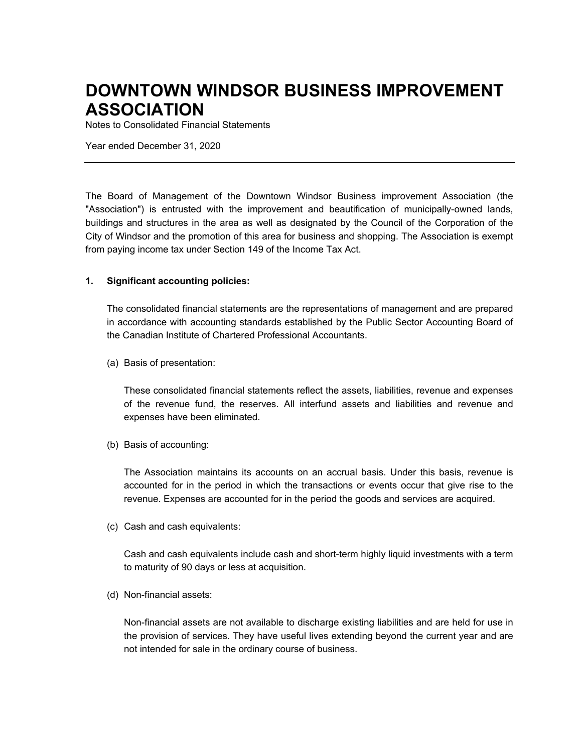# DOWNTOWN WINDSOR BUSINESS IMPROVEMENT ASSOCIATION

Notes to Consolidated Financial Statements

Year ended December 31, 2020

---

The Board of Management of the Downtown Windsor Business improvement Association (the "Association") is entrusted with the improvement and beautification of municipally-owned lands, buildings and structures in the area as well as designated by the Council of the Corporation of the City of Windsor and the promotion of this area for business and shopping. The Association is exempt from paying income tax under Section 149 of the Income Tax Act.

## 1. Significant accounting policies:

The consolidated financial statements are the representations of management and are prepared in accordance with accounting standards established by the Public Sector Accounting Board of the Canadian Institute of Chartered Professional Accountants.

(a) Basis of presentation:

These consolidated financial statements reflect the assets, liabilities, revenue and expenses of the revenue fund, the reserves. All interfund assets and liabilities and revenue and expenses have been eliminated.

(b) Basis of accounting:

The Association maintains its accounts on an accrual basis. Under this basis, revenue is accounted for in the period in which the transactions or events occur that give rise to the revenue. Expenses are accounted for in the period the goods and services are acquired.

(c) Cash and cash equivalents:

Cash and cash equivalents include cash and short-term highly liquid investments with a term to maturity of 90 days or less at acquisition.

(d) Non-financial assets:

Non-financial assets are not available to discharge existing liabilities and are held for use in the provision of services. They have useful lives extending beyond the current year and are not intended for sale in the ordinary course of business.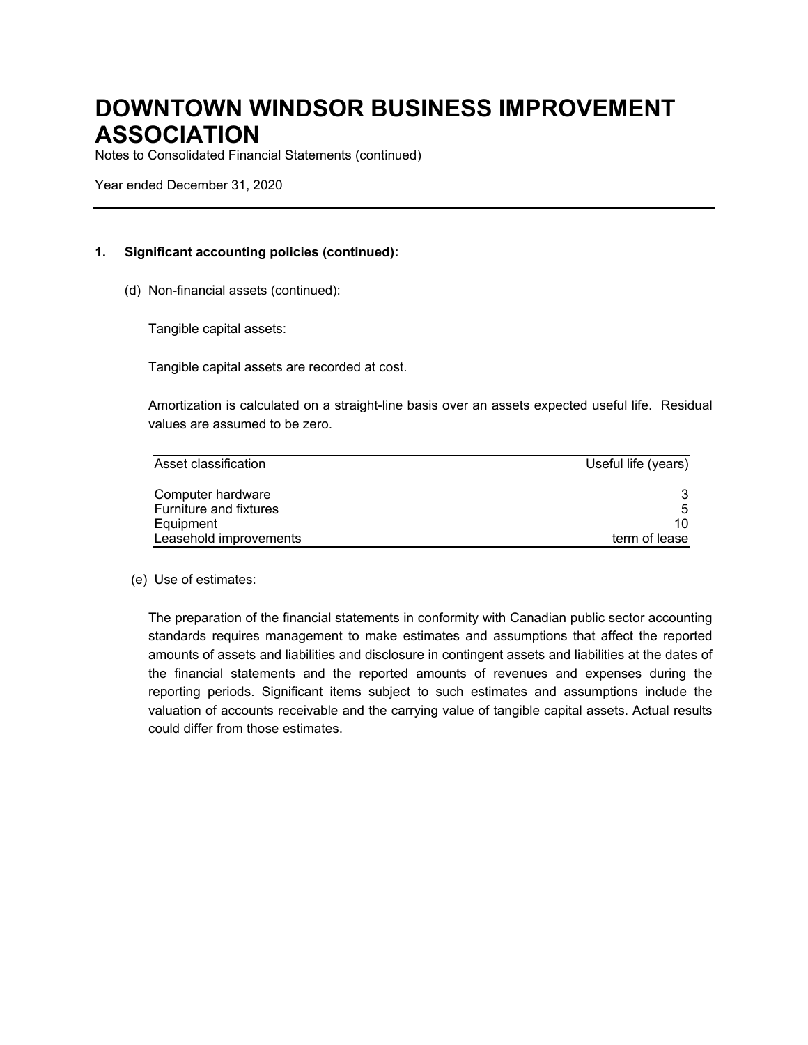# DOWNTOWN WINDSOR BUSINESS IMPROVEMENT ASSOCIATION

Notes to Consolidated Financial Statements (continued)

Year ended December 31, 2020

---

**1. Significant accounting policies (continued):**

(d) Non-financial assets (continued):

Tangible capital assets:

Tangible capital assets are recorded at cost.

Amortization is calculated on a straight-line basis over an assets expected useful life. Residual values are assumed to be zero.

| Asset classification | Useful life (years) |
| --- | --- |
| Computer hardware | 3 |
| Furniture and fixtures | 5 |
| Equipment | 10 |
| Leasehold improvements | term of lease |

(e) Use of estimates:

The preparation of the financial statements in conformity with Canadian public sector accounting standards requires management to make estimates and assumptions that affect the reported amounts of assets and liabilities and disclosure in contingent assets and liabilities at the dates of the financial statements and the reported amounts of revenues and expenses during the reporting periods. Significant items subject to such estimates and assumptions include the valuation of accounts receivable and the carrying value of tangible capital assets. Actual results could differ from those estimates.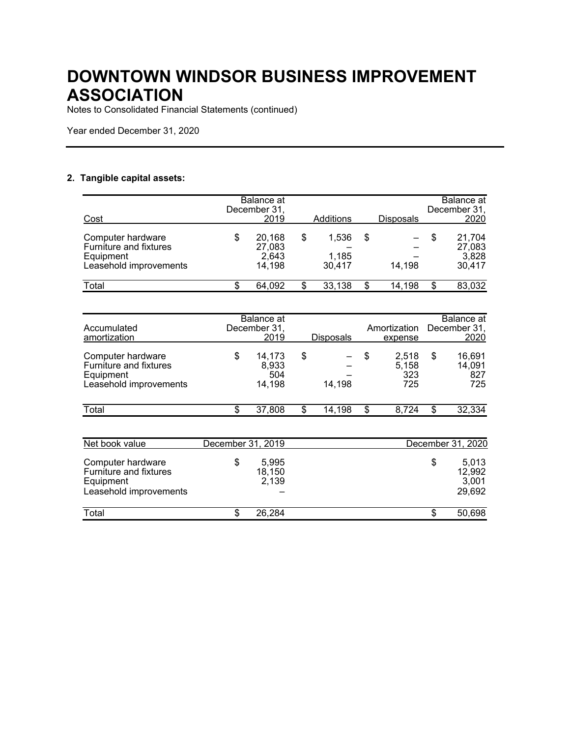# DOWNTOWN WINDSOR BUSINESS IMPROVEMENT ASSOCIATION

Notes to Consolidated Financial Statements (continued)

Year ended December 31, 2020

## 2. Tangible capital assets:

| Cost | Balance at December 31, 2019 | Additions | Disposals | Balance at December 31, 2020 |
|---|---|---|---|---|
| Computer hardware | $ 20,168 | $ 1,536 | $ – | $ 21,704 |
| Furniture and fixtures | 27,083 | – | – | 27,083 |
| Equipment | 2,643 | 1,185 | – | 3,828 |
| Leasehold improvements | 14,198 | 30,417 | 14,198 | 30,417 |
| Total | $ 64,092 | $ 33,138 | $ 14,198 | $ 83,032 |

| Accumulated amortization | Balance at December 31, 2019 | Disposals | Amortization expense | Balance at December 31, 2020 |
|---|---|---|---|---|
| Computer hardware | $ 14,173 | $ – | $ 2,518 | $ 16,691 |
| Furniture and fixtures | 8,933 | – | 5,158 | 14,091 |
| Equipment | 504 | – | 323 | 827 |
| Leasehold improvements | 14,198 | 14,198 | 725 | 725 |
| Total | $ 37,808 | $ 14,198 | $ 8,724 | $ 32,334 |

| Net book value | December 31, 2019 | December 31, 2020 |
|---|---|---|
| Computer hardware | $ 5,995 | $ 5,013 |
| Furniture and fixtures | 18,150 | 12,992 |
| Equipment | 2,139 | 3,001 |
| Leasehold improvements | – | 29,692 |
| Total | $ 26,284 | $ 50,698 |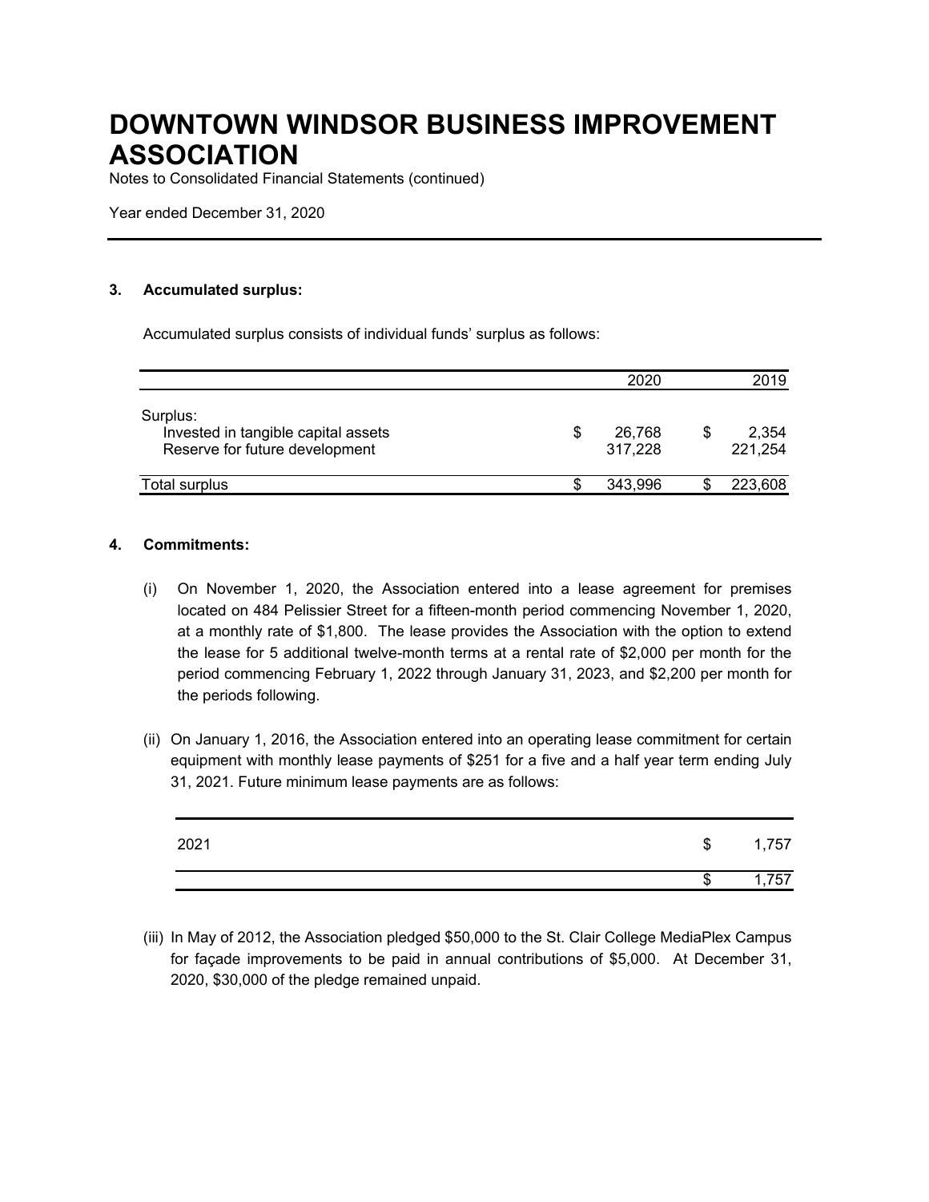# DOWNTOWN WINDSOR BUSINESS IMPROVEMENT ASSOCIATION

Notes to Consolidated Financial Statements (continued)

Year ended December 31, 2020

## 3. Accumulated surplus:

Accumulated surplus consists of individual funds' surplus as follows:

| | 2020 | 2019 |
|---|---|---|
| Surplus: | | |
| Invested in tangible capital assets | $ 26,768 | $ 2,354 |
| Reserve for future development | 317,228 | 221,254 |
| Total surplus | $ 343,996 | $ 223,608 |

## 4. Commitments:

(i) On November 1, 2020, the Association entered into a lease agreement for premises located on 484 Pelissier Street for a fifteen-month period commencing November 1, 2020, at a monthly rate of $1,800. The lease provides the Association with the option to extend the lease for 5 additional twelve-month terms at a rental rate of $2,000 per month for the period commencing February 1, 2022 through January 31, 2023, and $2,200 per month for the periods following.

(ii) On January 1, 2016, the Association entered into an operating lease commitment for certain equipment with monthly lease payments of $251 for a five and a half year term ending July 31, 2021. Future minimum lease payments are as follows:

| | |
|---|---|
| 2021 | $ 1,757 |
| | $ 1,757 |

(iii) In May of 2012, the Association pledged $50,000 to the St. Clair College MediaPlex Campus for façade improvements to be paid in annual contributions of $5,000. At December 31, 2020, $30,000 of the pledge remained unpaid.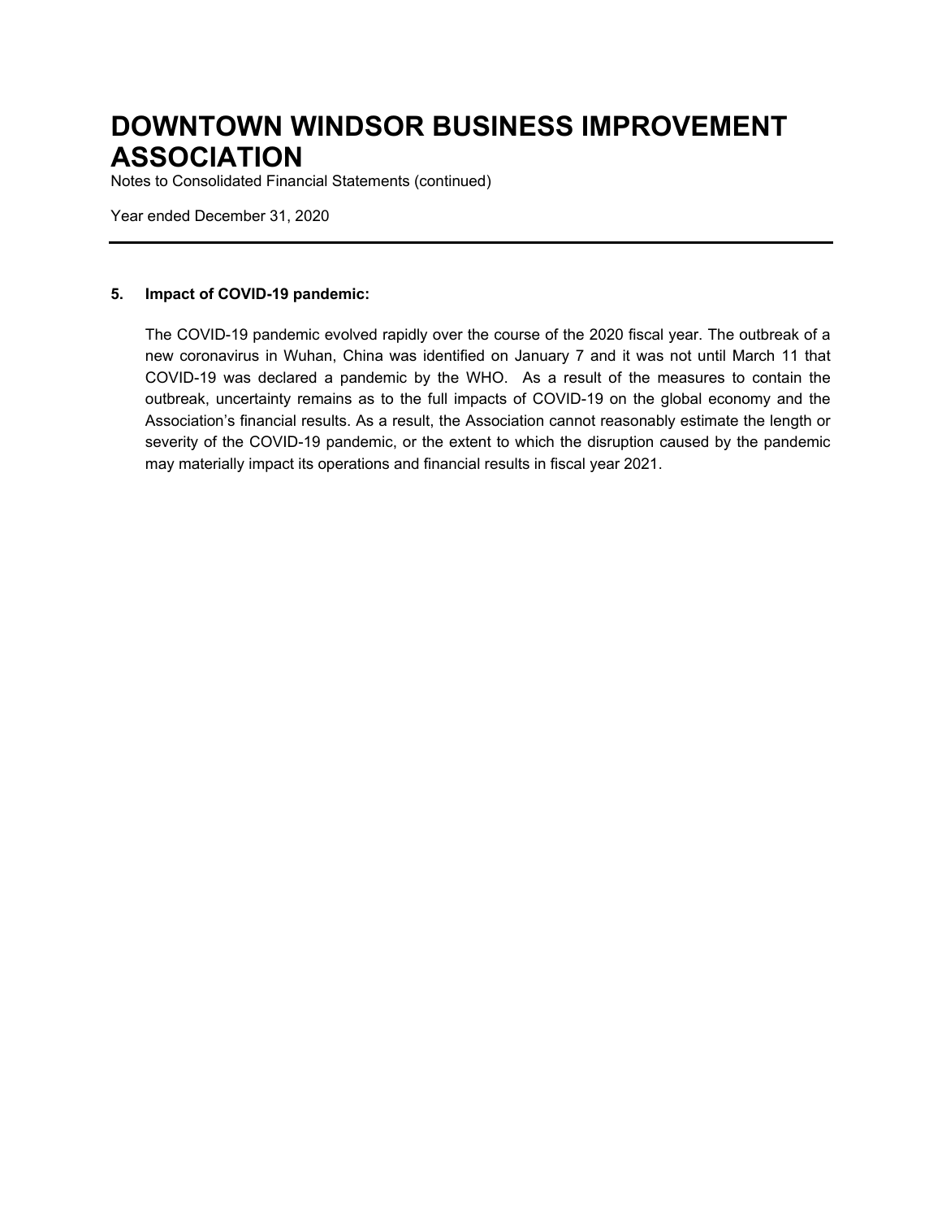# DOWNTOWN WINDSOR BUSINESS IMPROVEMENT ASSOCIATION

Notes to Consolidated Financial Statements (continued)

Year ended December 31, 2020

**5. Impact of COVID-19 pandemic:**

The COVID-19 pandemic evolved rapidly over the course of the 2020 fiscal year. The outbreak of a new coronavirus in Wuhan, China was identified on January 7 and it was not until March 11 that COVID-19 was declared a pandemic by the WHO. As a result of the measures to contain the outbreak, uncertainty remains as to the full impacts of COVID-19 on the global economy and the Association's financial results. As a result, the Association cannot reasonably estimate the length or severity of the COVID-19 pandemic, or the extent to which the disruption caused by the pandemic may materially impact its operations and financial results in fiscal year 2021.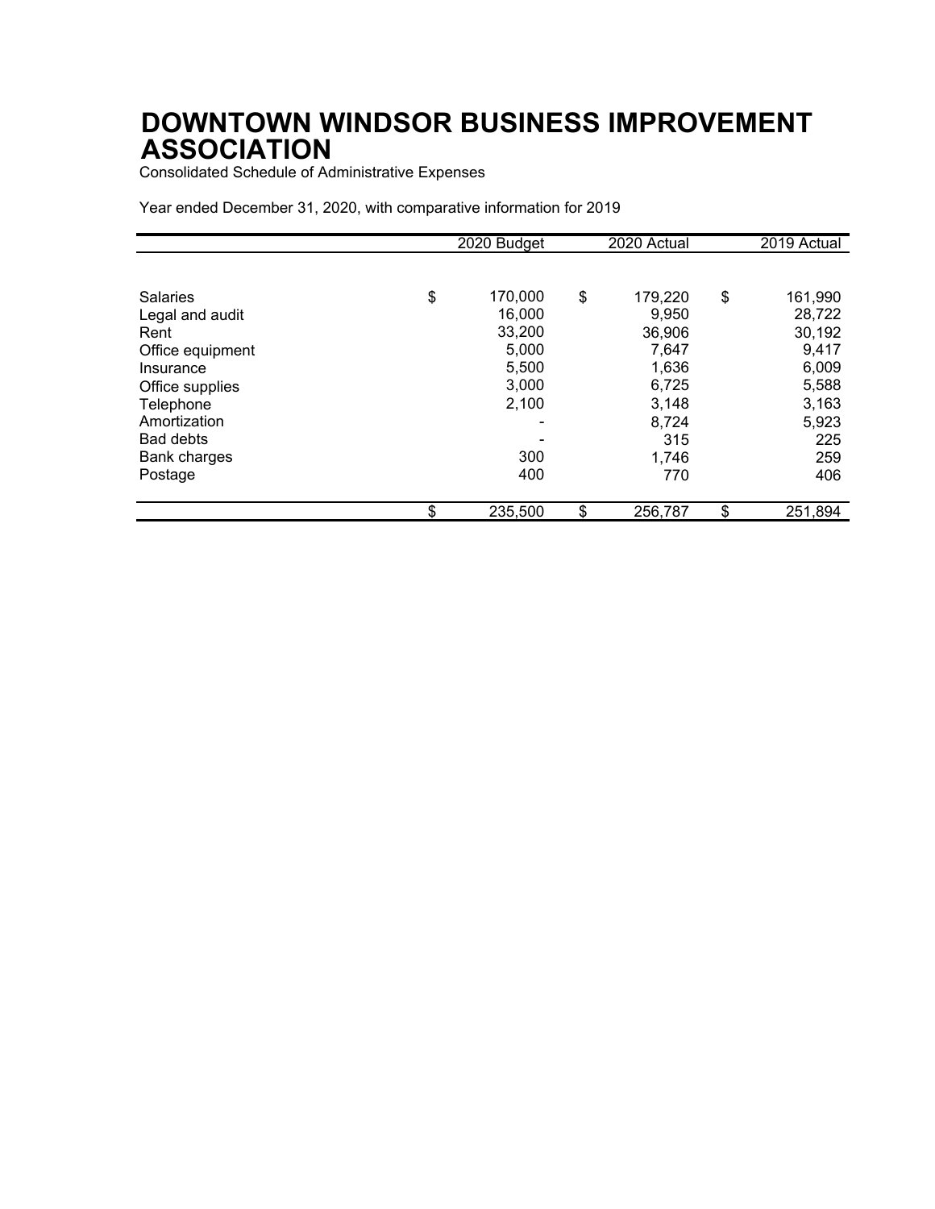# DOWNTOWN WINDSOR BUSINESS IMPROVEMENT ASSOCIATION

Consolidated Schedule of Administrative Expenses

Year ended December 31, 2020, with comparative information for 2019

| | 2020 Budget | 2020 Actual | 2019 Actual |
|---|---|---|---|
| Salaries | $ 170,000 | $ 179,220 | $ 161,990 |
| Legal and audit | 16,000 | 9,950 | 28,722 |
| Rent | 33,200 | 36,906 | 30,192 |
| Office equipment | 5,000 | 7,647 | 9,417 |
| Insurance | 5,500 | 1,636 | 6,009 |
| Office supplies | 3,000 | 6,725 | 5,588 |
| Telephone | 2,100 | 3,148 | 3,163 |
| Amortization | - | 8,724 | 5,923 |
| Bad debts | - | 315 | 225 |
| Bank charges | 300 | 1,746 | 259 |
| Postage | 400 | 770 | 406 |
| | $ 235,500 | $ 256,787 | $ 251,894 |